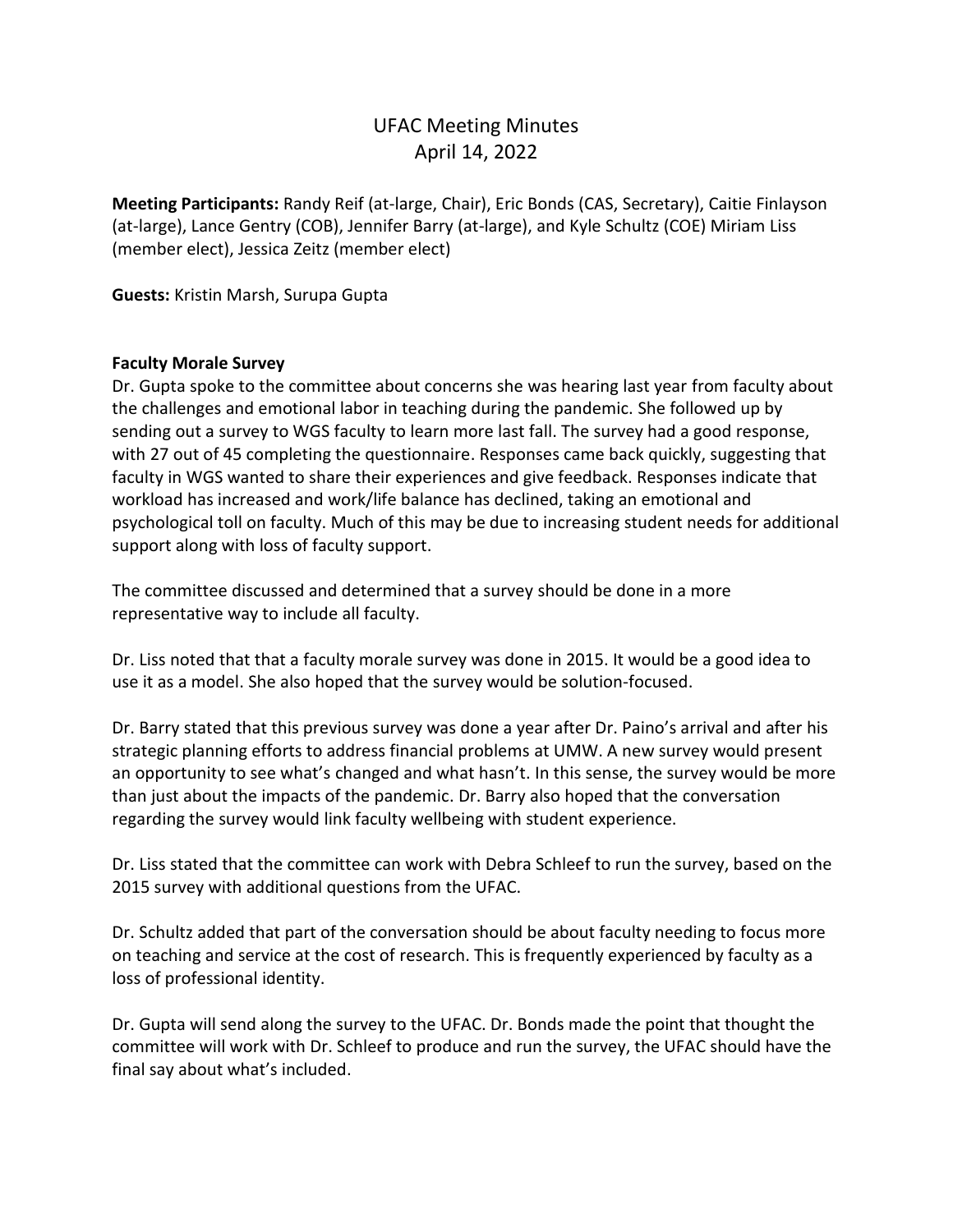# UFAC Meeting Minutes
## April 14, 2022

**Meeting Participants:** Randy Reif (at-large, Chair), Eric Bonds (CAS, Secretary), Caitie Finlayson (at-large), Lance Gentry (COB), Jennifer Barry (at-large), and Kyle Schultz (COE) Miriam Liss (member elect), Jessica Zeitz (member elect)

**Guests:** Kristin Marsh, Surupa Gupta

### Faculty Morale Survey

Dr. Gupta spoke to the committee about concerns she was hearing last year from faculty about the challenges and emotional labor in teaching during the pandemic. She followed up by sending out a survey to WGS faculty to learn more last fall. The survey had a good response, with 27 out of 45 completing the questionnaire. Responses came back quickly, suggesting that faculty in WGS wanted to share their experiences and give feedback. Responses indicate that workload has increased and work/life balance has declined, taking an emotional and psychological toll on faculty. Much of this may be due to increasing student needs for additional support along with loss of faculty support.

The committee discussed and determined that a survey should be done in a more representative way to include all faculty.

Dr. Liss noted that that a faculty morale survey was done in 2015. It would be a good idea to use it as a model. She also hoped that the survey would be solution-focused.

Dr. Barry stated that this previous survey was done a year after Dr. Paino's arrival and after his strategic planning efforts to address financial problems at UMW. A new survey would present an opportunity to see what's changed and what hasn't. In this sense, the survey would be more than just about the impacts of the pandemic. Dr. Barry also hoped that the conversation regarding the survey would link faculty wellbeing with student experience.

Dr. Liss stated that the committee can work with Debra Schleef to run the survey, based on the 2015 survey with additional questions from the UFAC.

Dr. Schultz added that part of the conversation should be about faculty needing to focus more on teaching and service at the cost of research. This is frequently experienced by faculty as a loss of professional identity.

Dr. Gupta will send along the survey to the UFAC. Dr. Bonds made the point that thought the committee will work with Dr. Schleef to produce and run the survey, the UFAC should have the final say about what's included.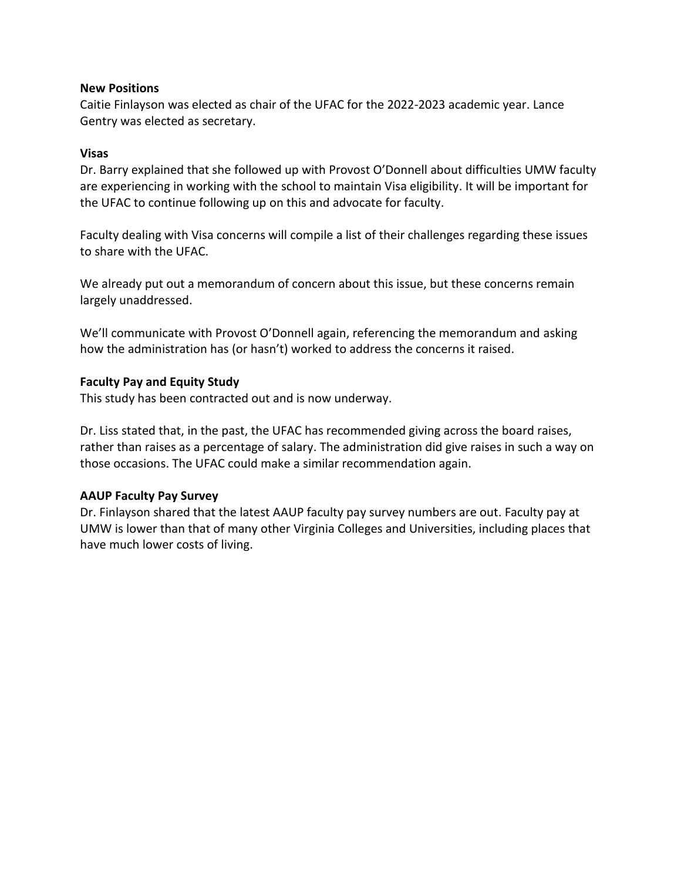**New Positions**

Caitie Finlayson was elected as chair of the UFAC for the 2022-2023 academic year. Lance Gentry was elected as secretary.

**Visas**

Dr. Barry explained that she followed up with Provost O'Donnell about difficulties UMW faculty are experiencing in working with the school to maintain Visa eligibility. It will be important for the UFAC to continue following up on this and advocate for faculty.

Faculty dealing with Visa concerns will compile a list of their challenges regarding these issues to share with the UFAC.

We already put out a memorandum of concern about this issue, but these concerns remain largely unaddressed.

We'll communicate with Provost O'Donnell again, referencing the memorandum and asking how the administration has (or hasn't) worked to address the concerns it raised.

**Faculty Pay and Equity Study**

This study has been contracted out and is now underway.

Dr. Liss stated that, in the past, the UFAC has recommended giving across the board raises, rather than raises as a percentage of salary. The administration did give raises in such a way on those occasions. The UFAC could make a similar recommendation again.

**AAUP Faculty Pay Survey**

Dr. Finlayson shared that the latest AAUP faculty pay survey numbers are out. Faculty pay at UMW is lower than that of many other Virginia Colleges and Universities, including places that have much lower costs of living.